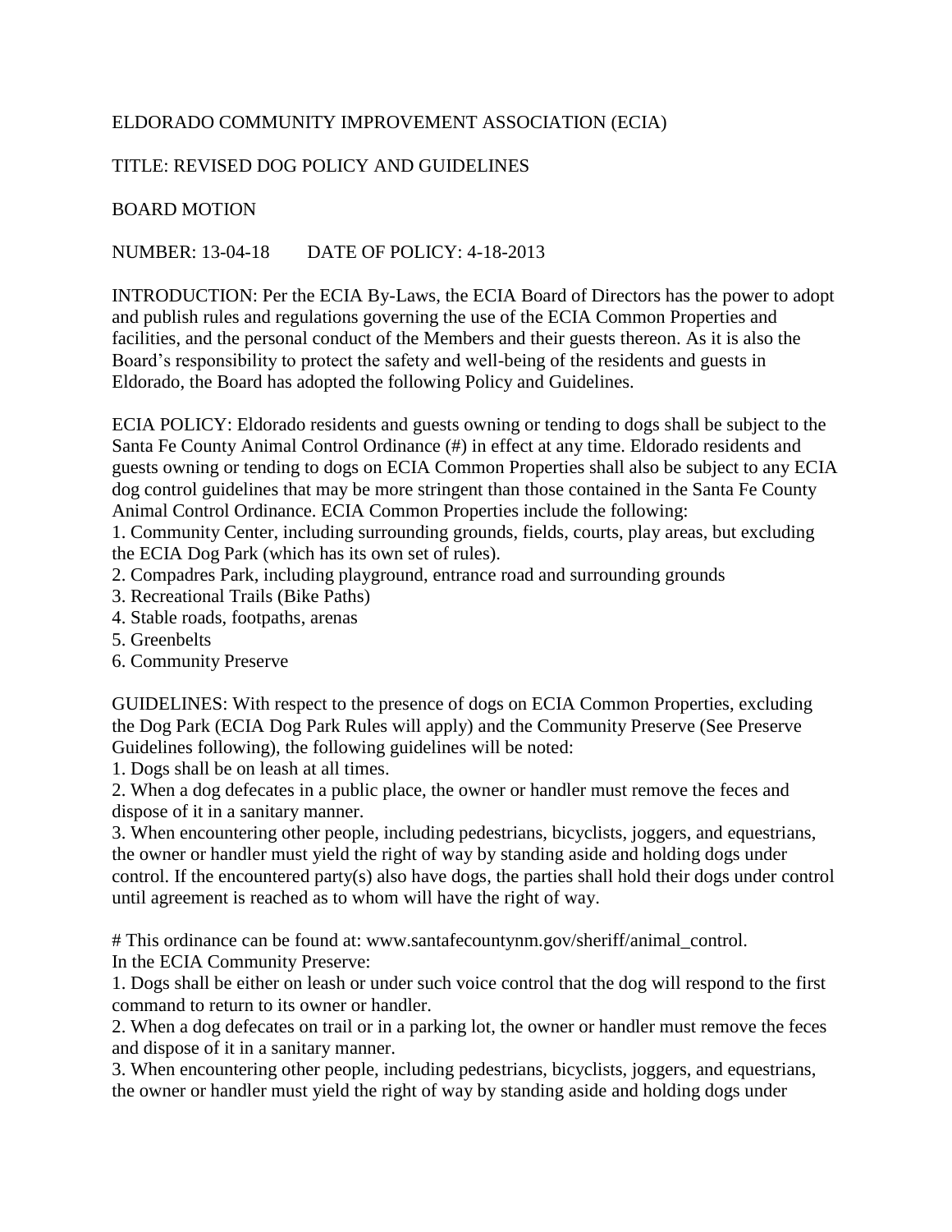ELDORADO COMMUNITY IMPROVEMENT ASSOCIATION (ECIA)

TITLE: REVISED DOG POLICY AND GUIDELINES

BOARD MOTION

NUMBER: 13-04-18 DATE OF POLICY: 4-18-2013

INTRODUCTION: Per the ECIA By-Laws, the ECIA Board of Directors has the power to adopt and publish rules and regulations governing the use of the ECIA Common Properties and facilities, and the personal conduct of the Members and their guests thereon. As it is also the Board's responsibility to protect the safety and well-being of the residents and guests in Eldorado, the Board has adopted the following Policy and Guidelines.

ECIA POLICY: Eldorado residents and guests owning or tending to dogs shall be subject to the Santa Fe County Animal Control Ordinance (#) in effect at any time. Eldorado residents and guests owning or tending to dogs on ECIA Common Properties shall also be subject to any ECIA dog control guidelines that may be more stringent than those contained in the Santa Fe County Animal Control Ordinance. ECIA Common Properties include the following:

1. Community Center, including surrounding grounds, fields, courts, play areas, but excluding the ECIA Dog Park (which has its own set of rules).
2. Compadres Park, including playground, entrance road and surrounding grounds
3. Recreational Trails (Bike Paths)
4. Stable roads, footpaths, arenas
5. Greenbelts
6. Community Preserve

GUIDELINES: With respect to the presence of dogs on ECIA Common Properties, excluding the Dog Park (ECIA Dog Park Rules will apply) and the Community Preserve (See Preserve Guidelines following), the following guidelines will be noted:

1. Dogs shall be on leash at all times.
2. When a dog defecates in a public place, the owner or handler must remove the feces and dispose of it in a sanitary manner.
3. When encountering other people, including pedestrians, bicyclists, joggers, and equestrians, the owner or handler must yield the right of way by standing aside and holding dogs under control. If the encountered party(s) also have dogs, the parties shall hold their dogs under control until agreement is reached as to whom will have the right of way.

# This ordinance can be found at: www.santafecountynm.gov/sheriff/animal_control.

In the ECIA Community Preserve:

1. Dogs shall be either on leash or under such voice control that the dog will respond to the first command to return to its owner or handler.
2. When a dog defecates on trail or in a parking lot, the owner or handler must remove the feces and dispose of it in a sanitary manner.
3. When encountering other people, including pedestrians, bicyclists, joggers, and equestrians, the owner or handler must yield the right of way by standing aside and holding dogs under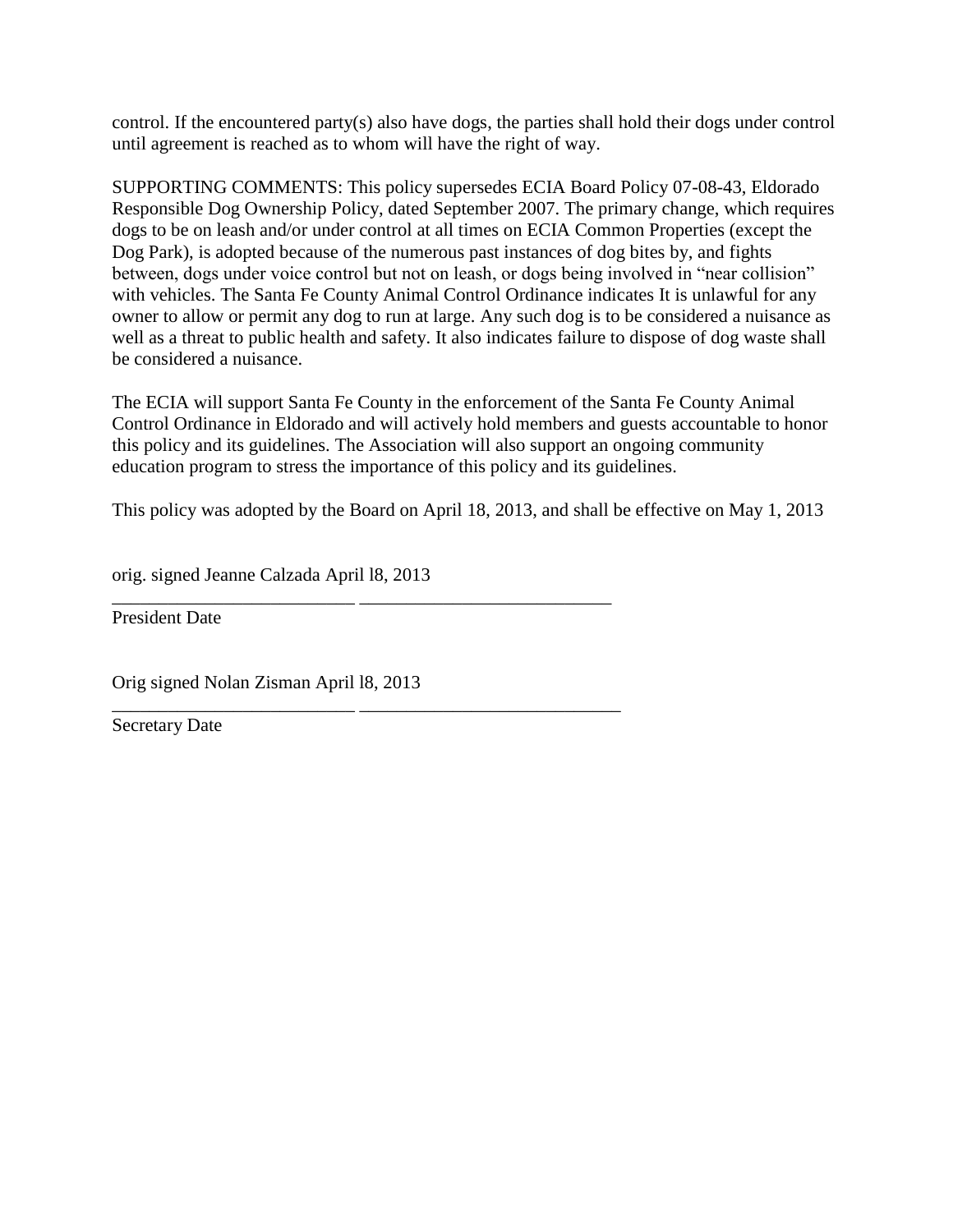control. If the encountered party(s) also have dogs, the parties shall hold their dogs under control until agreement is reached as to whom will have the right of way.

SUPPORTING COMMENTS: This policy supersedes ECIA Board Policy 07-08-43, Eldorado Responsible Dog Ownership Policy, dated September 2007. The primary change, which requires dogs to be on leash and/or under control at all times on ECIA Common Properties (except the Dog Park), is adopted because of the numerous past instances of dog bites by, and fights between, dogs under voice control but not on leash, or dogs being involved in "near collision" with vehicles. The Santa Fe County Animal Control Ordinance indicates It is unlawful for any owner to allow or permit any dog to run at large. Any such dog is to be considered a nuisance as well as a threat to public health and safety. It also indicates failure to dispose of dog waste shall be considered a nuisance.

The ECIA will support Santa Fe County in the enforcement of the Santa Fe County Animal Control Ordinance in Eldorado and will actively hold members and guests accountable to honor this policy and its guidelines. The Association will also support an ongoing community education program to stress the importance of this policy and its guidelines.

This policy was adopted by the Board on April 18, 2013, and shall be effective on May 1, 2013

orig. signed Jeanne Calzada April l8, 2013

\_\_\_\_\_\_\_\_\_\_\_\_\_\_\_\_\_\_\_\_\_\_\_\_\_\_ \_\_\_\_\_\_\_\_\_\_\_\_\_\_\_\_\_\_\_\_\_\_\_\_\_\_\_

President Date

Orig signed Nolan Zisman April l8, 2013

\_\_\_\_\_\_\_\_\_\_\_\_\_\_\_\_\_\_\_\_\_\_\_\_\_\_ \_\_\_\_\_\_\_\_\_\_\_\_\_\_\_\_\_\_\_\_\_\_\_\_\_\_\_\_

Secretary Date